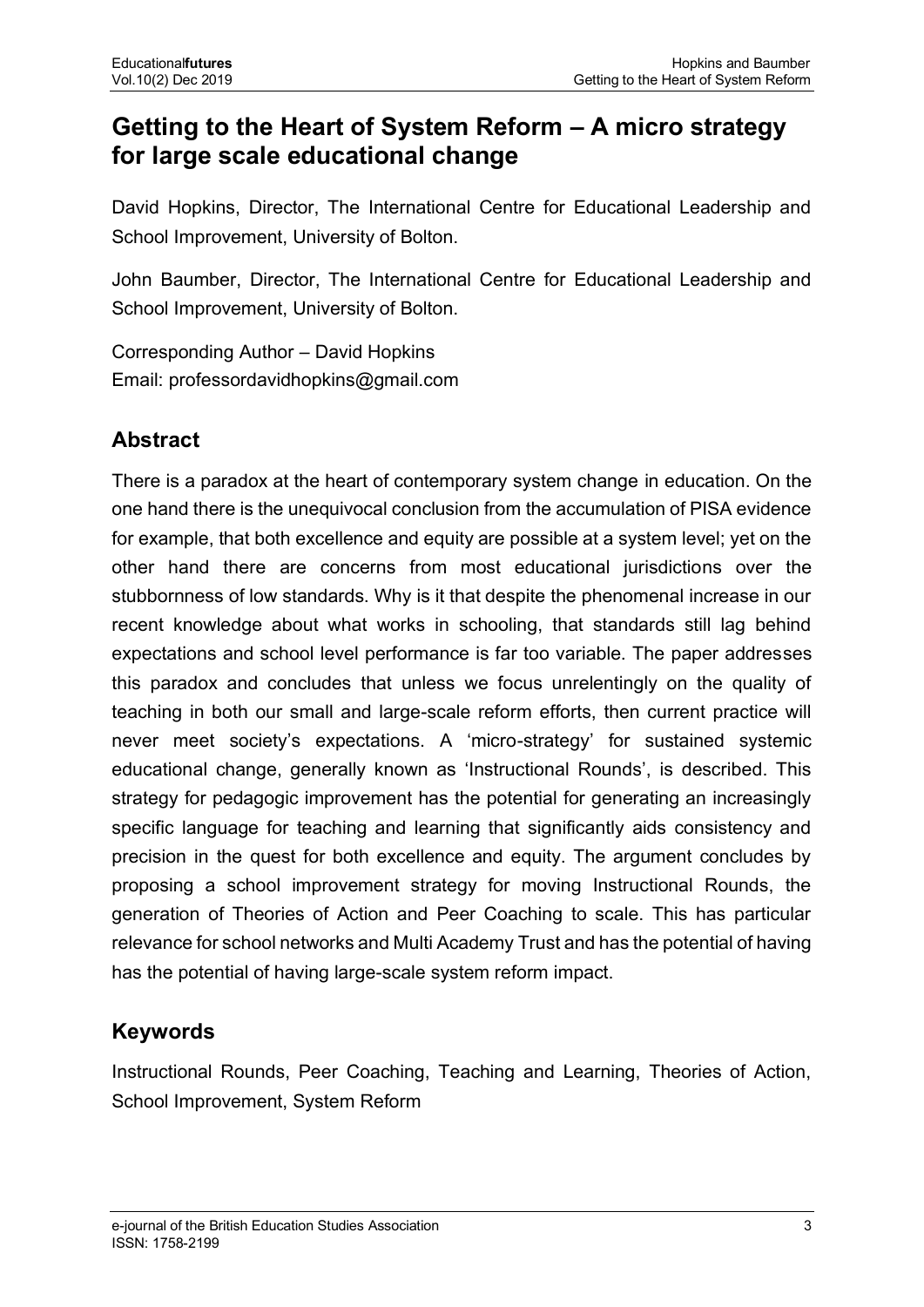# Getting to the Heart of System Reform – A micro strategy for large scale educational change

David Hopkins, Director, The International Centre for Educational Leadership and School Improvement, University of Bolton.

John Baumber, Director, The International Centre for Educational Leadership and School Improvement, University of Bolton.

Corresponding Author – David Hopkins
Email: professordavidhopkins@gmail.com

## Abstract

There is a paradox at the heart of contemporary system change in education. On the one hand there is the unequivocal conclusion from the accumulation of PISA evidence for example, that both excellence and equity are possible at a system level; yet on the other hand there are concerns from most educational jurisdictions over the stubbornness of low standards. Why is it that despite the phenomenal increase in our recent knowledge about what works in schooling, that standards still lag behind expectations and school level performance is far too variable. The paper addresses this paradox and concludes that unless we focus unrelentingly on the quality of teaching in both our small and large-scale reform efforts, then current practice will never meet society's expectations. A 'micro-strategy' for sustained systemic educational change, generally known as 'Instructional Rounds', is described. This strategy for pedagogic improvement has the potential for generating an increasingly specific language for teaching and learning that significantly aids consistency and precision in the quest for both excellence and equity. The argument concludes by proposing a school improvement strategy for moving Instructional Rounds, the generation of Theories of Action and Peer Coaching to scale. This has particular relevance for school networks and Multi Academy Trust and has the potential of having has the potential of having large-scale system reform impact.

## Keywords

Instructional Rounds, Peer Coaching, Teaching and Learning, Theories of Action, School Improvement, System Reform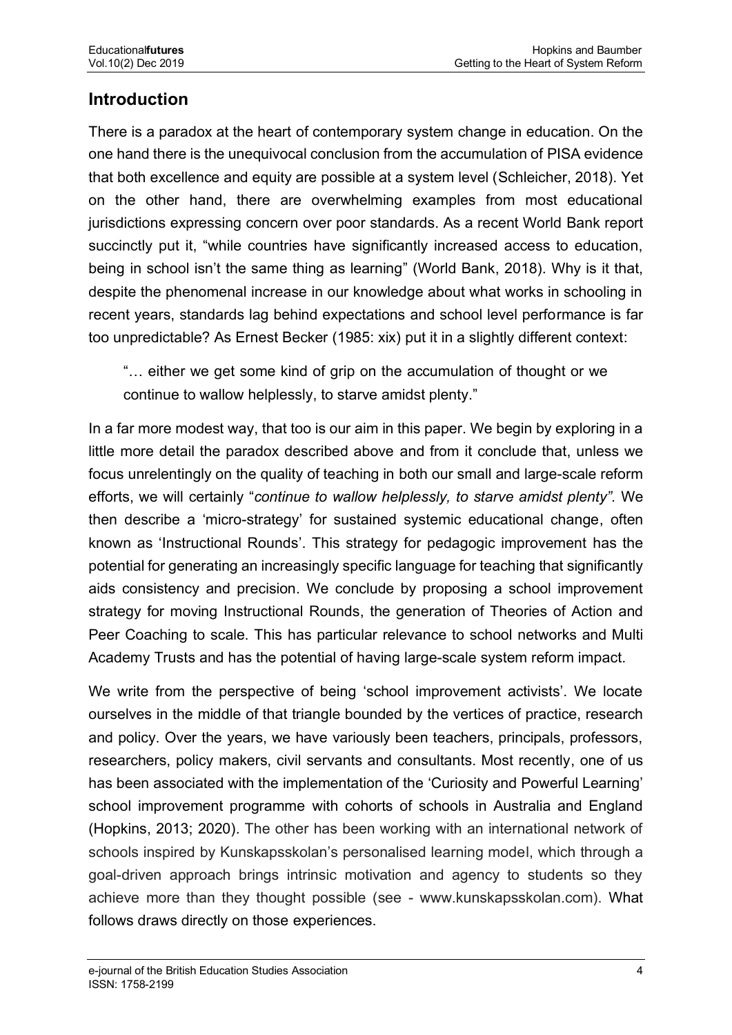## Introduction

There is a paradox at the heart of contemporary system change in education. On the one hand there is the unequivocal conclusion from the accumulation of PISA evidence that both excellence and equity are possible at a system level (Schleicher, 2018). Yet on the other hand, there are overwhelming examples from most educational jurisdictions expressing concern over poor standards. As a recent World Bank report succinctly put it, "while countries have significantly increased access to education, being in school isn't the same thing as learning" (World Bank, 2018). Why is it that, despite the phenomenal increase in our knowledge about what works in schooling in recent years, standards lag behind expectations and school level performance is far too unpredictable? As Ernest Becker (1985: xix) put it in a slightly different context:

> "… either we get some kind of grip on the accumulation of thought or we continue to wallow helplessly, to starve amidst plenty."

In a far more modest way, that too is our aim in this paper. We begin by exploring in a little more detail the paradox described above and from it conclude that, unless we focus unrelentingly on the quality of teaching in both our small and large-scale reform efforts, we will certainly "*continue to wallow helplessly, to starve amidst plenty"*. We then describe a 'micro-strategy' for sustained systemic educational change, often known as 'Instructional Rounds'. This strategy for pedagogic improvement has the potential for generating an increasingly specific language for teaching that significantly aids consistency and precision. We conclude by proposing a school improvement strategy for moving Instructional Rounds, the generation of Theories of Action and Peer Coaching to scale. This has particular relevance to school networks and Multi Academy Trusts and has the potential of having large-scale system reform impact.

We write from the perspective of being 'school improvement activists'. We locate ourselves in the middle of that triangle bounded by the vertices of practice, research and policy. Over the years, we have variously been teachers, principals, professors, researchers, policy makers, civil servants and consultants. Most recently, one of us has been associated with the implementation of the 'Curiosity and Powerful Learning' school improvement programme with cohorts of schools in Australia and England (Hopkins, 2013; 2020). The other has been working with an international network of schools inspired by Kunskapsskolan's personalised learning model, which through a goal-driven approach brings intrinsic motivation and agency to students so they achieve more than they thought possible (see - www.kunskapsskolan.com). What follows draws directly on those experiences.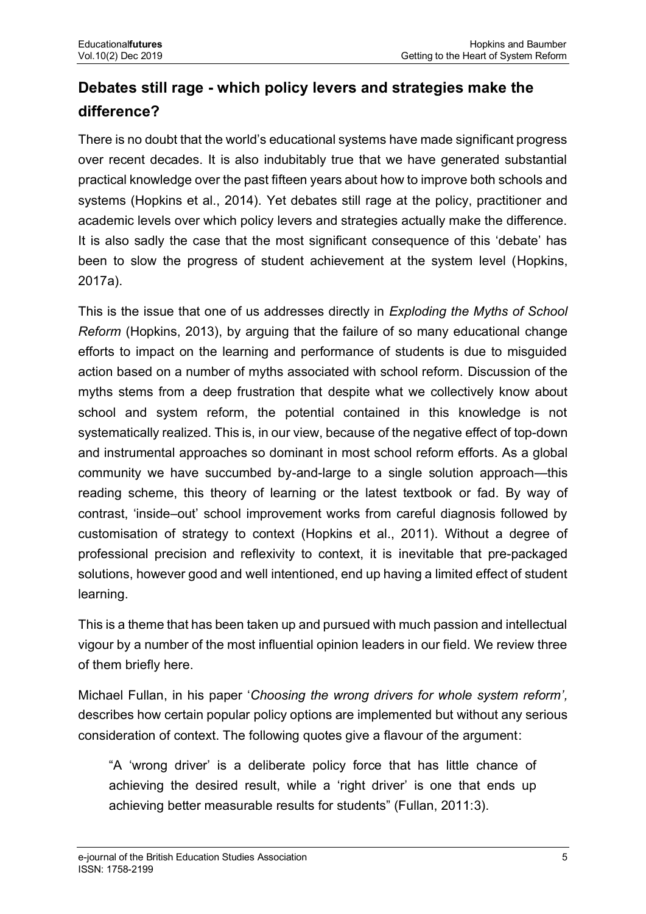## Debates still rage - which policy levers and strategies make the difference?

There is no doubt that the world's educational systems have made significant progress over recent decades. It is also indubitably true that we have generated substantial practical knowledge over the past fifteen years about how to improve both schools and systems (Hopkins et al., 2014). Yet debates still rage at the policy, practitioner and academic levels over which policy levers and strategies actually make the difference. It is also sadly the case that the most significant consequence of this 'debate' has been to slow the progress of student achievement at the system level (Hopkins, 2017a).

This is the issue that one of us addresses directly in *Exploding the Myths of School Reform* (Hopkins, 2013), by arguing that the failure of so many educational change efforts to impact on the learning and performance of students is due to misguided action based on a number of myths associated with school reform. Discussion of the myths stems from a deep frustration that despite what we collectively know about school and system reform, the potential contained in this knowledge is not systematically realized. This is, in our view, because of the negative effect of top-down and instrumental approaches so dominant in most school reform efforts. As a global community we have succumbed by-and-large to a single solution approach—this reading scheme, this theory of learning or the latest textbook or fad. By way of contrast, 'inside–out' school improvement works from careful diagnosis followed by customisation of strategy to context (Hopkins et al., 2011). Without a degree of professional precision and reflexivity to context, it is inevitable that pre-packaged solutions, however good and well intentioned, end up having a limited effect of student learning.

This is a theme that has been taken up and pursued with much passion and intellectual vigour by a number of the most influential opinion leaders in our field. We review three of them briefly here.

Michael Fullan, in his paper '*Choosing the wrong drivers for whole system reform',* describes how certain popular policy options are implemented but without any serious consideration of context. The following quotes give a flavour of the argument:

> "A 'wrong driver' is a deliberate policy force that has little chance of achieving the desired result, while a 'right driver' is one that ends up achieving better measurable results for students" (Fullan, 2011:3).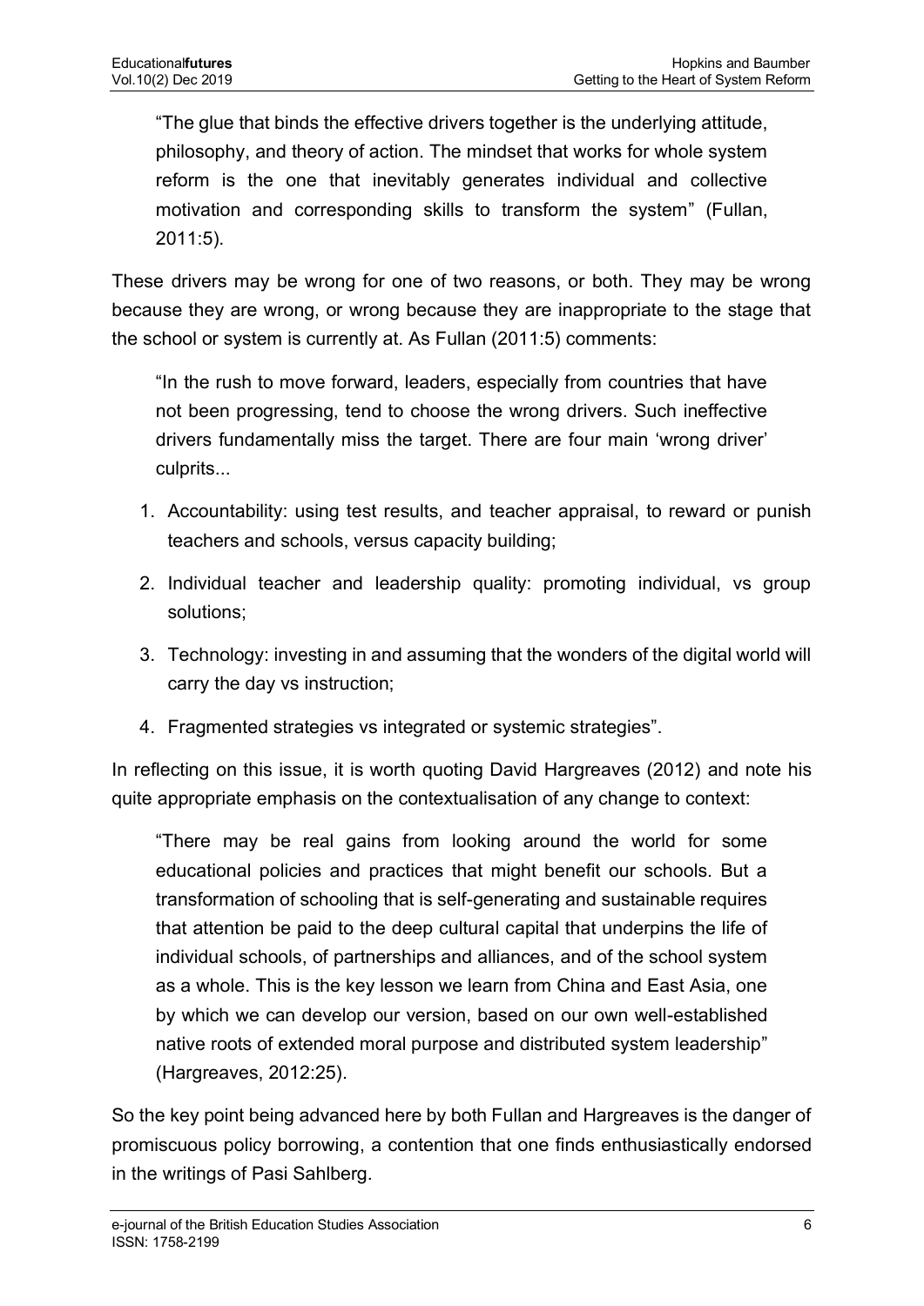> "The glue that binds the effective drivers together is the underlying attitude, philosophy, and theory of action. The mindset that works for whole system reform is the one that inevitably generates individual and collective motivation and corresponding skills to transform the system" (Fullan, 2011:5).

These drivers may be wrong for one of two reasons, or both. They may be wrong because they are wrong, or wrong because they are inappropriate to the stage that the school or system is currently at. As Fullan (2011:5) comments:

> "In the rush to move forward, leaders, especially from countries that have not been progressing, tend to choose the wrong drivers. Such ineffective drivers fundamentally miss the target. There are four main 'wrong driver' culprits...
>
> 1. Accountability: using test results, and teacher appraisal, to reward or punish teachers and schools, versus capacity building;
> 2. Individual teacher and leadership quality: promoting individual, vs group solutions;
> 3. Technology: investing in and assuming that the wonders of the digital world will carry the day vs instruction;
> 4. Fragmented strategies vs integrated or systemic strategies".

In reflecting on this issue, it is worth quoting David Hargreaves (2012) and note his quite appropriate emphasis on the contextualisation of any change to context:

> "There may be real gains from looking around the world for some educational policies and practices that might benefit our schools. But a transformation of schooling that is self-generating and sustainable requires that attention be paid to the deep cultural capital that underpins the life of individual schools, of partnerships and alliances, and of the school system as a whole. This is the key lesson we learn from China and East Asia, one by which we can develop our version, based on our own well-established native roots of extended moral purpose and distributed system leadership" (Hargreaves, 2012:25).

So the key point being advanced here by both Fullan and Hargreaves is the danger of promiscuous policy borrowing, a contention that one finds enthusiastically endorsed in the writings of Pasi Sahlberg.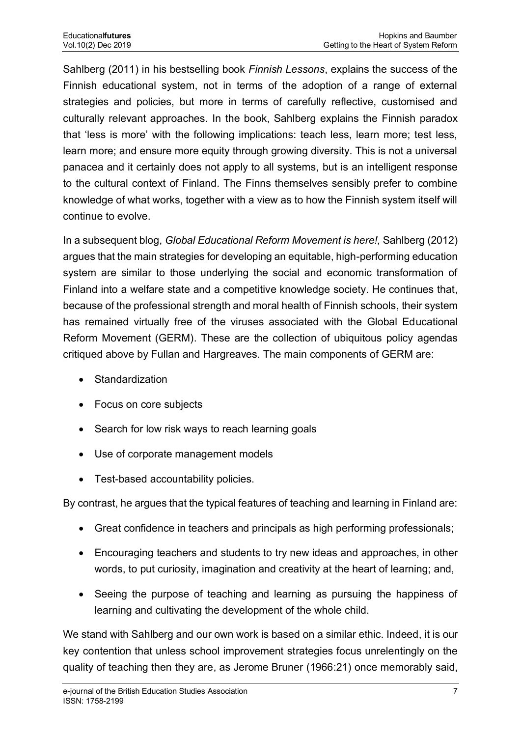Sahlberg (2011) in his bestselling book *Finnish Lessons*, explains the success of the Finnish educational system, not in terms of the adoption of a range of external strategies and policies, but more in terms of carefully reflective, customised and culturally relevant approaches. In the book, Sahlberg explains the Finnish paradox that 'less is more' with the following implications: teach less, learn more; test less, learn more; and ensure more equity through growing diversity. This is not a universal panacea and it certainly does not apply to all systems, but is an intelligent response to the cultural context of Finland. The Finns themselves sensibly prefer to combine knowledge of what works, together with a view as to how the Finnish system itself will continue to evolve.

In a subsequent blog, *Global Educational Reform Movement is here!,* Sahlberg (2012) argues that the main strategies for developing an equitable, high-performing education system are similar to those underlying the social and economic transformation of Finland into a welfare state and a competitive knowledge society. He continues that, because of the professional strength and moral health of Finnish schools, their system has remained virtually free of the viruses associated with the Global Educational Reform Movement (GERM). These are the collection of ubiquitous policy agendas critiqued above by Fullan and Hargreaves. The main components of GERM are:

- Standardization
- Focus on core subjects
- Search for low risk ways to reach learning goals
- Use of corporate management models
- Test-based accountability policies.

By contrast, he argues that the typical features of teaching and learning in Finland are:

- Great confidence in teachers and principals as high performing professionals;
- Encouraging teachers and students to try new ideas and approaches, in other words, to put curiosity, imagination and creativity at the heart of learning; and,
- Seeing the purpose of teaching and learning as pursuing the happiness of learning and cultivating the development of the whole child.

We stand with Sahlberg and our own work is based on a similar ethic. Indeed, it is our key contention that unless school improvement strategies focus unrelentingly on the quality of teaching then they are, as Jerome Bruner (1966:21) once memorably said,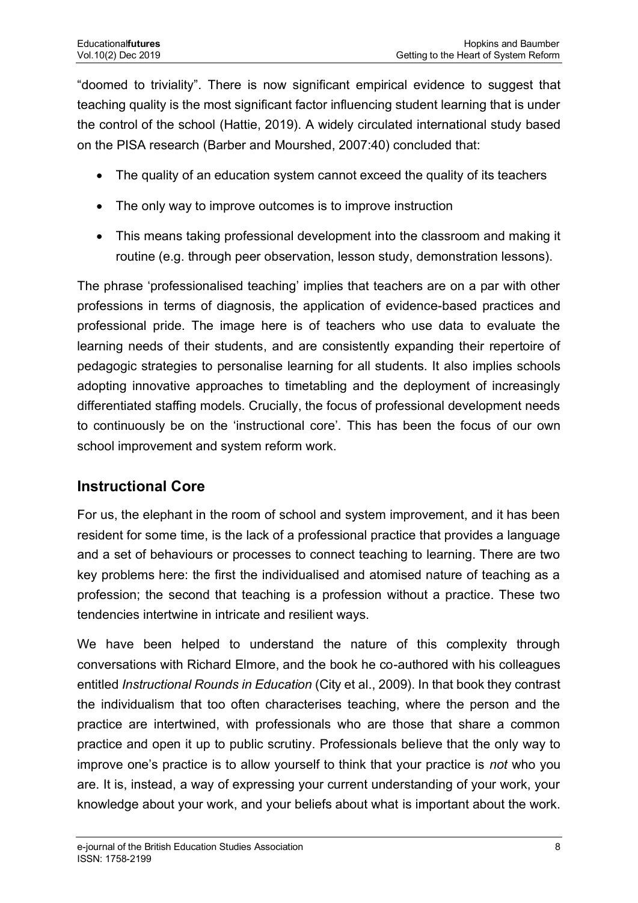"doomed to triviality". There is now significant empirical evidence to suggest that teaching quality is the most significant factor influencing student learning that is under the control of the school (Hattie, 2019). A widely circulated international study based on the PISA research (Barber and Mourshed, 2007:40) concluded that:

- The quality of an education system cannot exceed the quality of its teachers
- The only way to improve outcomes is to improve instruction
- This means taking professional development into the classroom and making it routine (e.g. through peer observation, lesson study, demonstration lessons).

The phrase 'professionalised teaching' implies that teachers are on a par with other professions in terms of diagnosis, the application of evidence-based practices and professional pride. The image here is of teachers who use data to evaluate the learning needs of their students, and are consistently expanding their repertoire of pedagogic strategies to personalise learning for all students. It also implies schools adopting innovative approaches to timetabling and the deployment of increasingly differentiated staffing models. Crucially, the focus of professional development needs to continuously be on the 'instructional core'. This has been the focus of our own school improvement and system reform work.

## Instructional Core

For us, the elephant in the room of school and system improvement, and it has been resident for some time, is the lack of a professional practice that provides a language and a set of behaviours or processes to connect teaching to learning. There are two key problems here: the first the individualised and atomised nature of teaching as a profession; the second that teaching is a profession without a practice. These two tendencies intertwine in intricate and resilient ways.

We have been helped to understand the nature of this complexity through conversations with Richard Elmore, and the book he co-authored with his colleagues entitled *Instructional Rounds in Education* (City et al., 2009). In that book they contrast the individualism that too often characterises teaching, where the person and the practice are intertwined, with professionals who are those that share a common practice and open it up to public scrutiny. Professionals believe that the only way to improve one's practice is to allow yourself to think that your practice is *not* who you are. It is, instead, a way of expressing your current understanding of your work, your knowledge about your work, and your beliefs about what is important about the work.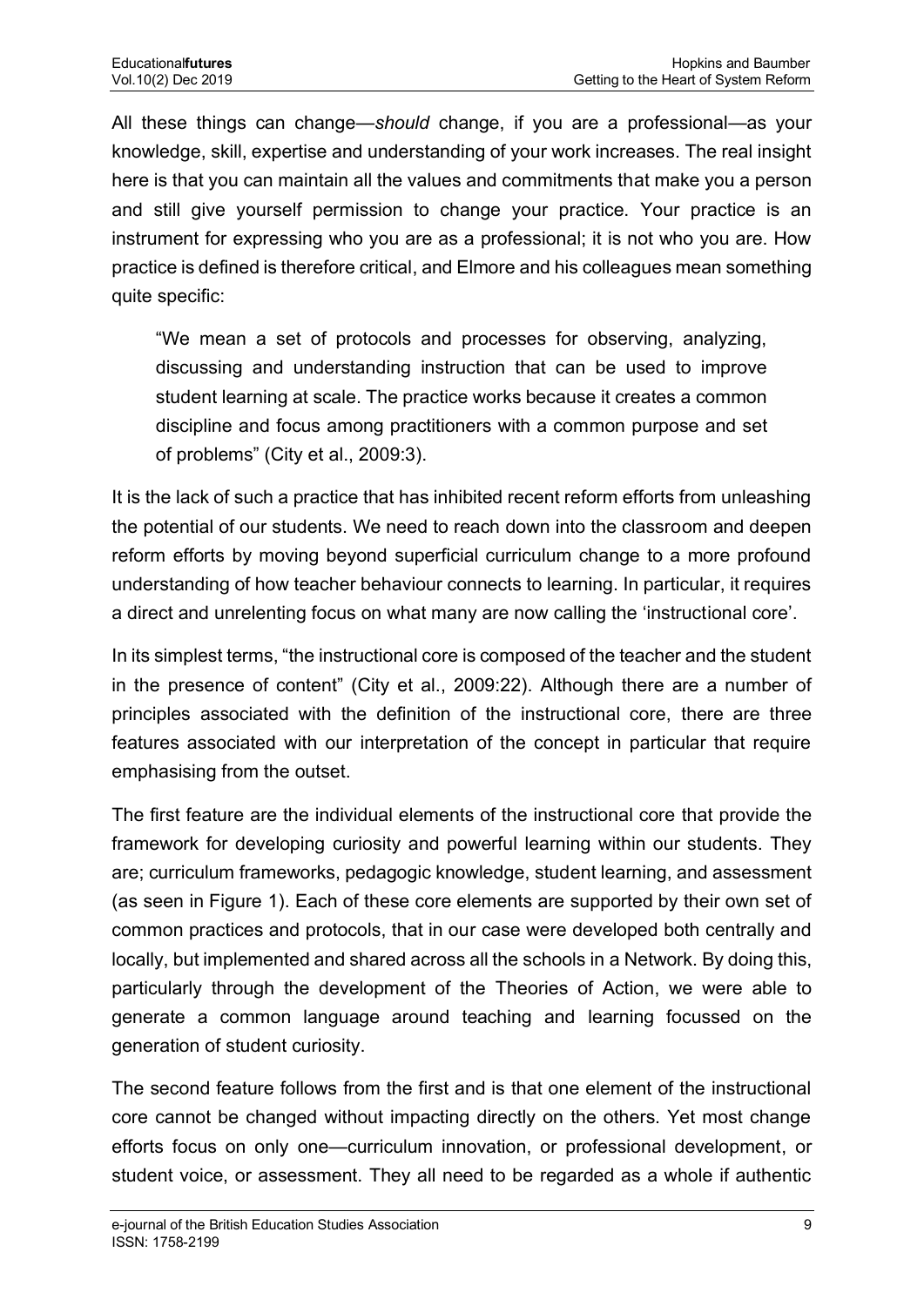All these things can change—*should* change, if you are a professional—as your knowledge, skill, expertise and understanding of your work increases. The real insight here is that you can maintain all the values and commitments that make you a person and still give yourself permission to change your practice. Your practice is an instrument for expressing who you are as a professional; it is not who you are. How practice is defined is therefore critical, and Elmore and his colleagues mean something quite specific:

> "We mean a set of protocols and processes for observing, analyzing, discussing and understanding instruction that can be used to improve student learning at scale. The practice works because it creates a common discipline and focus among practitioners with a common purpose and set of problems" (City et al., 2009:3).

It is the lack of such a practice that has inhibited recent reform efforts from unleashing the potential of our students. We need to reach down into the classroom and deepen reform efforts by moving beyond superficial curriculum change to a more profound understanding of how teacher behaviour connects to learning. In particular, it requires a direct and unrelenting focus on what many are now calling the 'instructional core'.

In its simplest terms, "the instructional core is composed of the teacher and the student in the presence of content" (City et al., 2009:22). Although there are a number of principles associated with the definition of the instructional core, there are three features associated with our interpretation of the concept in particular that require emphasising from the outset.

The first feature are the individual elements of the instructional core that provide the framework for developing curiosity and powerful learning within our students. They are; curriculum frameworks, pedagogic knowledge, student learning, and assessment (as seen in Figure 1). Each of these core elements are supported by their own set of common practices and protocols, that in our case were developed both centrally and locally, but implemented and shared across all the schools in a Network. By doing this, particularly through the development of the Theories of Action, we were able to generate a common language around teaching and learning focussed on the generation of student curiosity.

The second feature follows from the first and is that one element of the instructional core cannot be changed without impacting directly on the others. Yet most change efforts focus on only one—curriculum innovation, or professional development, or student voice, or assessment. They all need to be regarded as a whole if authentic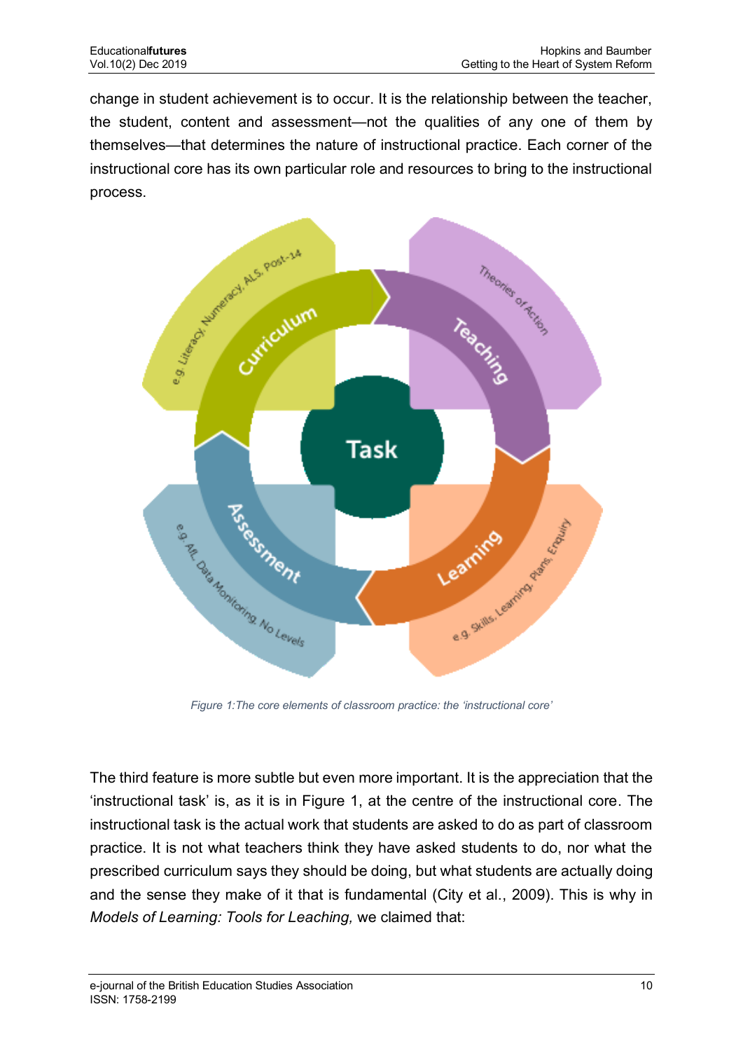change in student achievement is to occur. It is the relationship between the teacher, the student, content and assessment—not the qualities of any one of them by themselves—that determines the nature of instructional practice. Each corner of the instructional core has its own particular role and resources to bring to the instructional process.

Curriculum
e.g. Literacy, Numeracy, ALS, Post-14
Teaching
Theories of Action
Task
Assessment
e.g. AfL, Data Monitoring, No Levels
Learning
e.g. Skills, Learning, Plans, Enquiry

*Figure 1:The core elements of classroom practice: the 'instructional core'*

The third feature is more subtle but even more important. It is the appreciation that the 'instructional task' is, as it is in Figure 1, at the centre of the instructional core. The instructional task is the actual work that students are asked to do as part of classroom practice. It is not what teachers think they have asked students to do, nor what the prescribed curriculum says they should be doing, but what students are actually doing and the sense they make of it that is fundamental (City et al., 2009). This is why in *Models of Learning: Tools for Leaching,* we claimed that: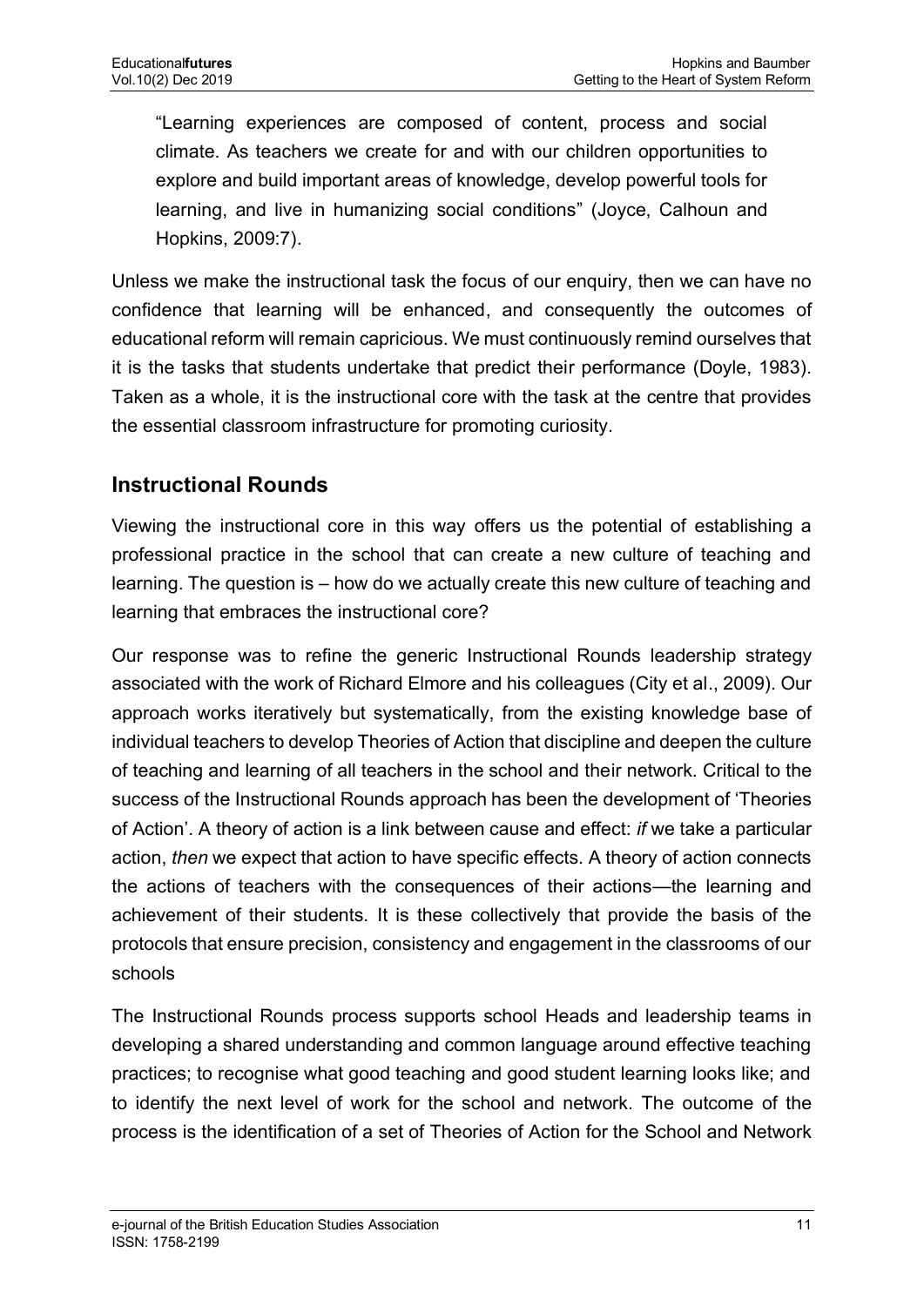> "Learning experiences are composed of content, process and social climate. As teachers we create for and with our children opportunities to explore and build important areas of knowledge, develop powerful tools for learning, and live in humanizing social conditions" (Joyce, Calhoun and Hopkins, 2009:7).

Unless we make the instructional task the focus of our enquiry, then we can have no confidence that learning will be enhanced, and consequently the outcomes of educational reform will remain capricious. We must continuously remind ourselves that it is the tasks that students undertake that predict their performance (Doyle, 1983). Taken as a whole, it is the instructional core with the task at the centre that provides the essential classroom infrastructure for promoting curiosity.

## Instructional Rounds

Viewing the instructional core in this way offers us the potential of establishing a professional practice in the school that can create a new culture of teaching and learning. The question is – how do we actually create this new culture of teaching and learning that embraces the instructional core?

Our response was to refine the generic Instructional Rounds leadership strategy associated with the work of Richard Elmore and his colleagues (City et al., 2009). Our approach works iteratively but systematically, from the existing knowledge base of individual teachers to develop Theories of Action that discipline and deepen the culture of teaching and learning of all teachers in the school and their network. Critical to the success of the Instructional Rounds approach has been the development of 'Theories of Action'. A theory of action is a link between cause and effect: *if* we take a particular action, *then* we expect that action to have specific effects. A theory of action connects the actions of teachers with the consequences of their actions—the learning and achievement of their students. It is these collectively that provide the basis of the protocols that ensure precision, consistency and engagement in the classrooms of our schools

The Instructional Rounds process supports school Heads and leadership teams in developing a shared understanding and common language around effective teaching practices; to recognise what good teaching and good student learning looks like; and to identify the next level of work for the school and network. The outcome of the process is the identification of a set of Theories of Action for the School and Network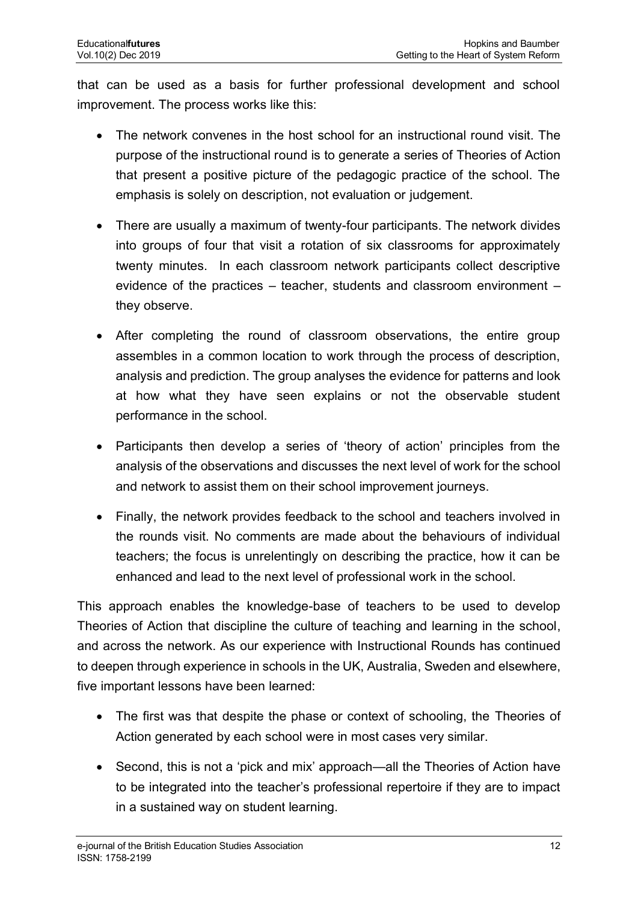that can be used as a basis for further professional development and school improvement. The process works like this:

- The network convenes in the host school for an instructional round visit. The purpose of the instructional round is to generate a series of Theories of Action that present a positive picture of the pedagogic practice of the school. The emphasis is solely on description, not evaluation or judgement.
- There are usually a maximum of twenty-four participants. The network divides into groups of four that visit a rotation of six classrooms for approximately twenty minutes. In each classroom network participants collect descriptive evidence of the practices – teacher, students and classroom environment – they observe.
- After completing the round of classroom observations, the entire group assembles in a common location to work through the process of description, analysis and prediction. The group analyses the evidence for patterns and look at how what they have seen explains or not the observable student performance in the school.
- Participants then develop a series of 'theory of action' principles from the analysis of the observations and discusses the next level of work for the school and network to assist them on their school improvement journeys.
- Finally, the network provides feedback to the school and teachers involved in the rounds visit. No comments are made about the behaviours of individual teachers; the focus is unrelentingly on describing the practice, how it can be enhanced and lead to the next level of professional work in the school.

This approach enables the knowledge-base of teachers to be used to develop Theories of Action that discipline the culture of teaching and learning in the school, and across the network. As our experience with Instructional Rounds has continued to deepen through experience in schools in the UK, Australia, Sweden and elsewhere, five important lessons have been learned:

- The first was that despite the phase or context of schooling, the Theories of Action generated by each school were in most cases very similar.
- Second, this is not a 'pick and mix' approach—all the Theories of Action have to be integrated into the teacher's professional repertoire if they are to impact in a sustained way on student learning.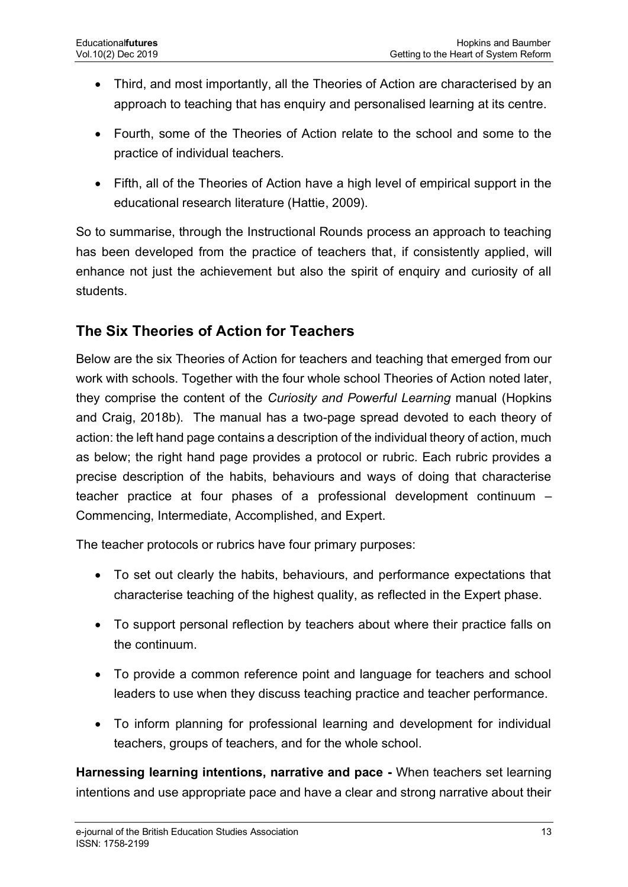- Third, and most importantly, all the Theories of Action are characterised by an approach to teaching that has enquiry and personalised learning at its centre.
- Fourth, some of the Theories of Action relate to the school and some to the practice of individual teachers.
- Fifth, all of the Theories of Action have a high level of empirical support in the educational research literature (Hattie, 2009).

So to summarise, through the Instructional Rounds process an approach to teaching has been developed from the practice of teachers that, if consistently applied, will enhance not just the achievement but also the spirit of enquiry and curiosity of all students.

## The Six Theories of Action for Teachers

Below are the six Theories of Action for teachers and teaching that emerged from our work with schools. Together with the four whole school Theories of Action noted later, they comprise the content of the *Curiosity and Powerful Learning* manual (Hopkins and Craig, 2018b). The manual has a two-page spread devoted to each theory of action: the left hand page contains a description of the individual theory of action, much as below; the right hand page provides a protocol or rubric. Each rubric provides a precise description of the habits, behaviours and ways of doing that characterise teacher practice at four phases of a professional development continuum – Commencing, Intermediate, Accomplished, and Expert.

The teacher protocols or rubrics have four primary purposes:

- To set out clearly the habits, behaviours, and performance expectations that characterise teaching of the highest quality, as reflected in the Expert phase.
- To support personal reflection by teachers about where their practice falls on the continuum.
- To provide a common reference point and language for teachers and school leaders to use when they discuss teaching practice and teacher performance.
- To inform planning for professional learning and development for individual teachers, groups of teachers, and for the whole school.

**Harnessing learning intentions, narrative and pace -** When teachers set learning intentions and use appropriate pace and have a clear and strong narrative about their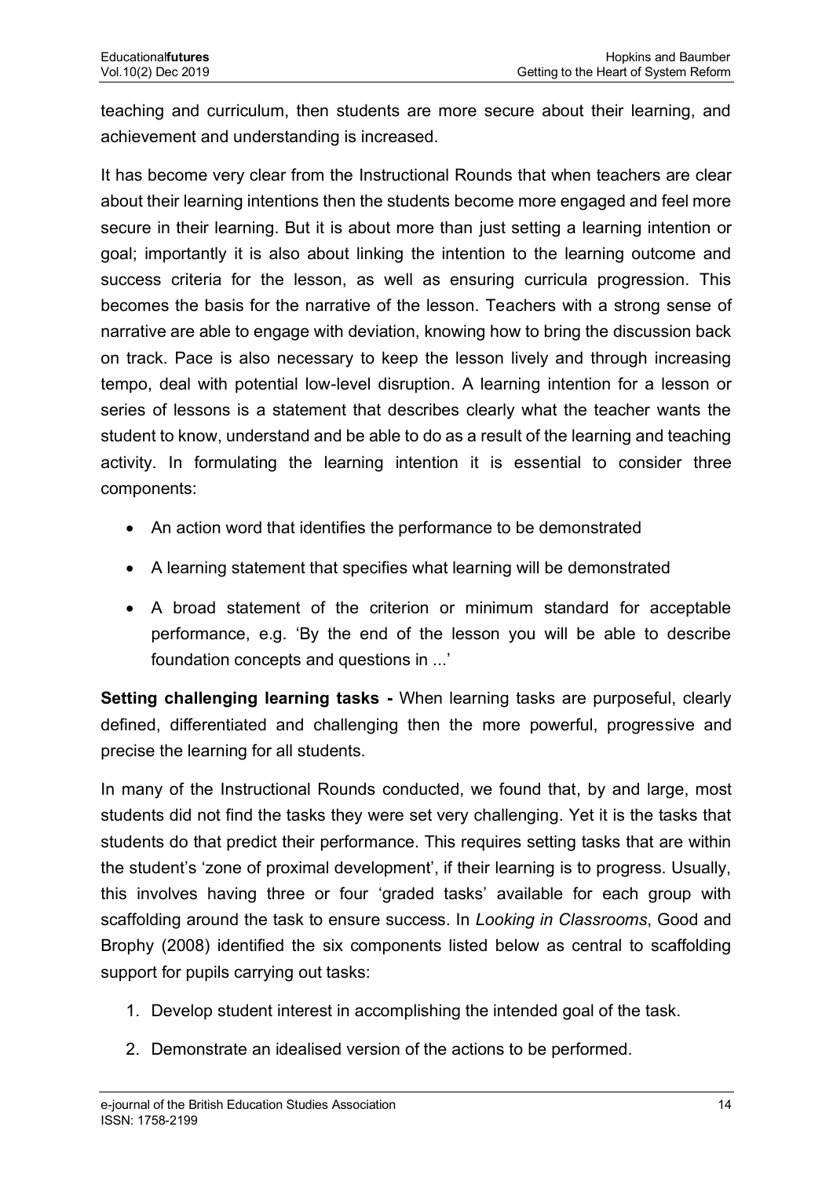teaching and curriculum, then students are more secure about their learning, and achievement and understanding is increased.

It has become very clear from the Instructional Rounds that when teachers are clear about their learning intentions then the students become more engaged and feel more secure in their learning. But it is about more than just setting a learning intention or goal; importantly it is also about linking the intention to the learning outcome and success criteria for the lesson, as well as ensuring curricula progression. This becomes the basis for the narrative of the lesson. Teachers with a strong sense of narrative are able to engage with deviation, knowing how to bring the discussion back on track. Pace is also necessary to keep the lesson lively and through increasing tempo, deal with potential low-level disruption. A learning intention for a lesson or series of lessons is a statement that describes clearly what the teacher wants the student to know, understand and be able to do as a result of the learning and teaching activity. In formulating the learning intention it is essential to consider three components:

- An action word that identifies the performance to be demonstrated
- A learning statement that specifies what learning will be demonstrated
- A broad statement of the criterion or minimum standard for acceptable performance, e.g. 'By the end of the lesson you will be able to describe foundation concepts and questions in ...'

**Setting challenging learning tasks -** When learning tasks are purposeful, clearly defined, differentiated and challenging then the more powerful, progressive and precise the learning for all students.

In many of the Instructional Rounds conducted, we found that, by and large, most students did not find the tasks they were set very challenging. Yet it is the tasks that students do that predict their performance. This requires setting tasks that are within the student's 'zone of proximal development', if their learning is to progress. Usually, this involves having three or four 'graded tasks' available for each group with scaffolding around the task to ensure success. In *Looking in Classrooms*, Good and Brophy (2008) identified the six components listed below as central to scaffolding support for pupils carrying out tasks:

1. Develop student interest in accomplishing the intended goal of the task.
2. Demonstrate an idealised version of the actions to be performed.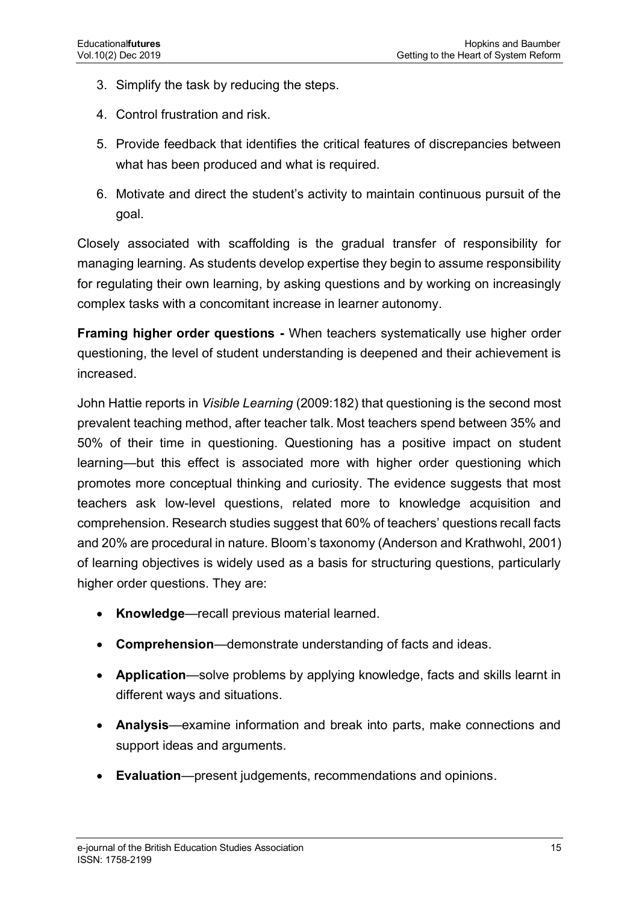3. Simplify the task by reducing the steps.
4. Control frustration and risk.
5. Provide feedback that identifies the critical features of discrepancies between what has been produced and what is required.
6. Motivate and direct the student's activity to maintain continuous pursuit of the goal.

Closely associated with scaffolding is the gradual transfer of responsibility for managing learning. As students develop expertise they begin to assume responsibility for regulating their own learning, by asking questions and by working on increasingly complex tasks with a concomitant increase in learner autonomy.

**Framing higher order questions -** When teachers systematically use higher order questioning, the level of student understanding is deepened and their achievement is increased.

John Hattie reports in *Visible Learning* (2009:182) that questioning is the second most prevalent teaching method, after teacher talk. Most teachers spend between 35% and 50% of their time in questioning. Questioning has a positive impact on student learning—but this effect is associated more with higher order questioning which promotes more conceptual thinking and curiosity. The evidence suggests that most teachers ask low-level questions, related more to knowledge acquisition and comprehension. Research studies suggest that 60% of teachers' questions recall facts and 20% are procedural in nature. Bloom's taxonomy (Anderson and Krathwohl, 2001) of learning objectives is widely used as a basis for structuring questions, particularly higher order questions. They are:

- **Knowledge**—recall previous material learned.
- **Comprehension**—demonstrate understanding of facts and ideas.
- **Application**—solve problems by applying knowledge, facts and skills learnt in different ways and situations.
- **Analysis**—examine information and break into parts, make connections and support ideas and arguments.
- **Evaluation**—present judgements, recommendations and opinions.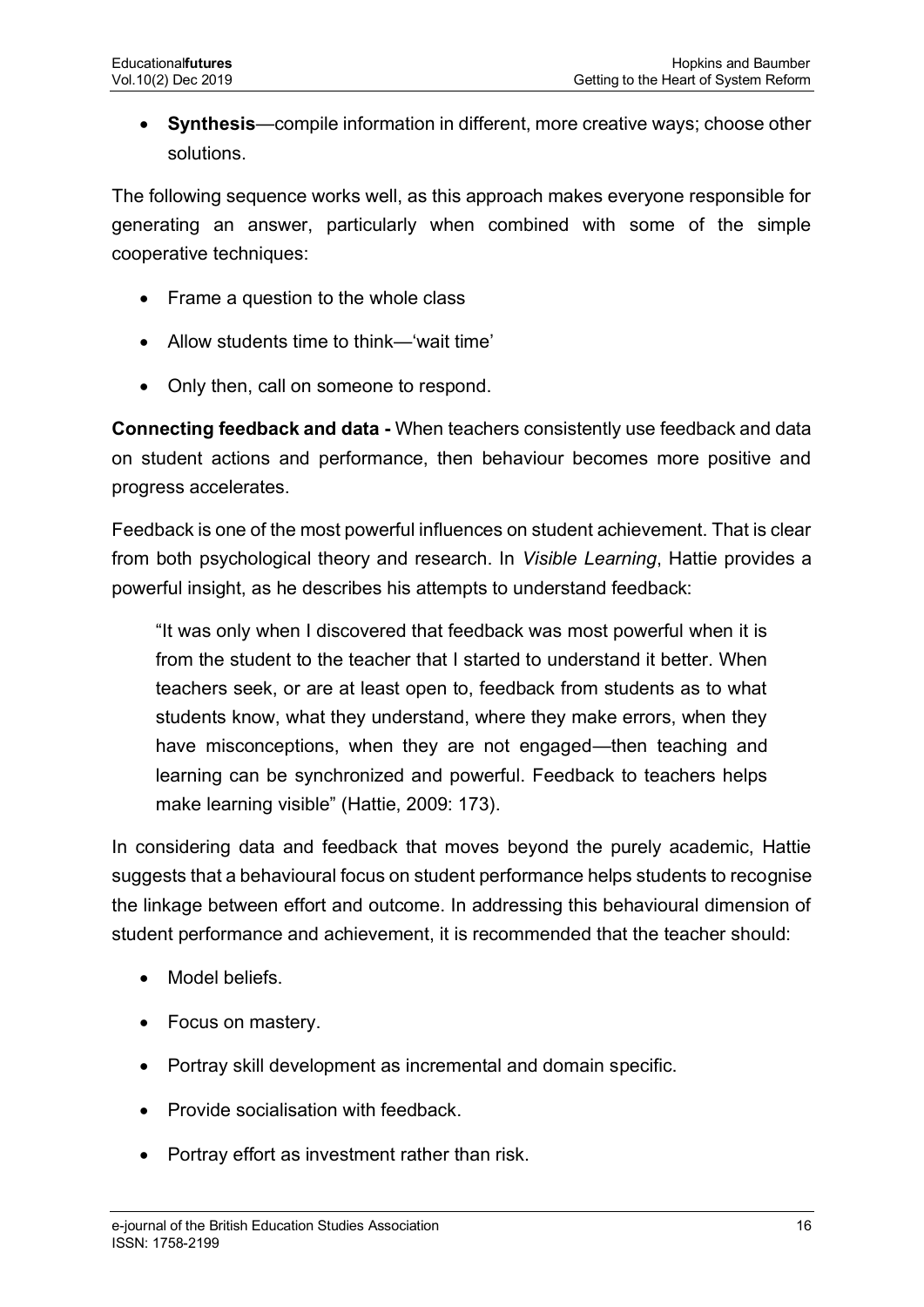- **Synthesis**—compile information in different, more creative ways; choose other solutions.

The following sequence works well, as this approach makes everyone responsible for generating an answer, particularly when combined with some of the simple cooperative techniques:

- Frame a question to the whole class
- Allow students time to think—'wait time'
- Only then, call on someone to respond.

**Connecting feedback and data -** When teachers consistently use feedback and data on student actions and performance, then behaviour becomes more positive and progress accelerates.

Feedback is one of the most powerful influences on student achievement. That is clear from both psychological theory and research. In *Visible Learning*, Hattie provides a powerful insight, as he describes his attempts to understand feedback:

> "It was only when I discovered that feedback was most powerful when it is from the student to the teacher that I started to understand it better. When teachers seek, or are at least open to, feedback from students as to what students know, what they understand, where they make errors, when they have misconceptions, when they are not engaged—then teaching and learning can be synchronized and powerful. Feedback to teachers helps make learning visible" (Hattie, 2009: 173).

In considering data and feedback that moves beyond the purely academic, Hattie suggests that a behavioural focus on student performance helps students to recognise the linkage between effort and outcome. In addressing this behavioural dimension of student performance and achievement, it is recommended that the teacher should:

- Model beliefs.
- Focus on mastery.
- Portray skill development as incremental and domain specific.
- Provide socialisation with feedback.
- Portray effort as investment rather than risk.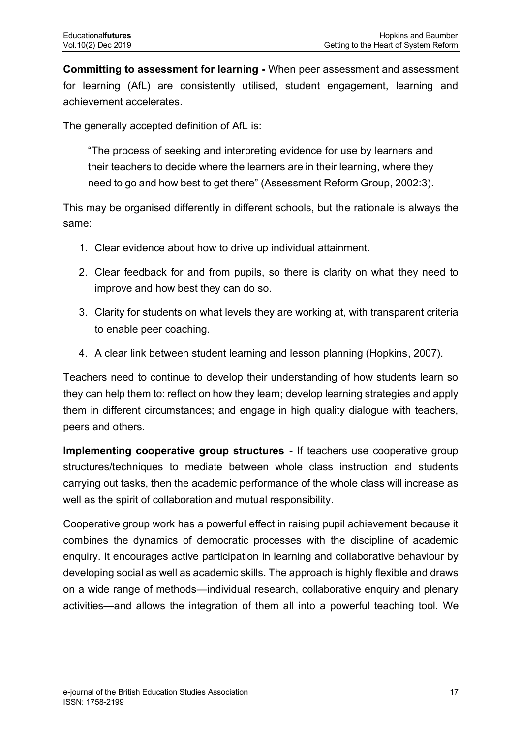**Committing to assessment for learning -** When peer assessment and assessment for learning (AfL) are consistently utilised, student engagement, learning and achievement accelerates.

The generally accepted definition of AfL is:

> "The process of seeking and interpreting evidence for use by learners and their teachers to decide where the learners are in their learning, where they need to go and how best to get there" (Assessment Reform Group, 2002:3).

This may be organised differently in different schools, but the rationale is always the same:

1. Clear evidence about how to drive up individual attainment.
2. Clear feedback for and from pupils, so there is clarity on what they need to improve and how best they can do so.
3. Clarity for students on what levels they are working at, with transparent criteria to enable peer coaching.
4. A clear link between student learning and lesson planning (Hopkins, 2007).

Teachers need to continue to develop their understanding of how students learn so they can help them to: reflect on how they learn; develop learning strategies and apply them in different circumstances; and engage in high quality dialogue with teachers, peers and others.

**Implementing cooperative group structures -** If teachers use cooperative group structures/techniques to mediate between whole class instruction and students carrying out tasks, then the academic performance of the whole class will increase as well as the spirit of collaboration and mutual responsibility.

Cooperative group work has a powerful effect in raising pupil achievement because it combines the dynamics of democratic processes with the discipline of academic enquiry. It encourages active participation in learning and collaborative behaviour by developing social as well as academic skills. The approach is highly flexible and draws on a wide range of methods—individual research, collaborative enquiry and plenary activities—and allows the integration of them all into a powerful teaching tool. We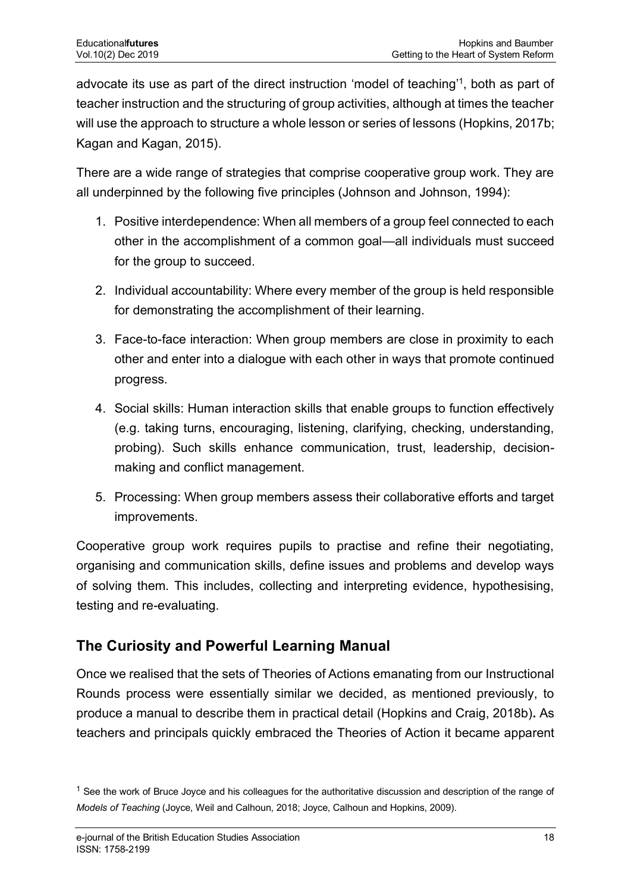advocate its use as part of the direct instruction 'model of teaching'[1], both as part of teacher instruction and the structuring of group activities, although at times the teacher will use the approach to structure a whole lesson or series of lessons (Hopkins, 2017b; Kagan and Kagan, 2015).

There are a wide range of strategies that comprise cooperative group work. They are all underpinned by the following five principles (Johnson and Johnson, 1994):

1. Positive interdependence: When all members of a group feel connected to each other in the accomplishment of a common goal—all individuals must succeed for the group to succeed.
2. Individual accountability: Where every member of the group is held responsible for demonstrating the accomplishment of their learning.
3. Face-to-face interaction: When group members are close in proximity to each other and enter into a dialogue with each other in ways that promote continued progress.
4. Social skills: Human interaction skills that enable groups to function effectively (e.g. taking turns, encouraging, listening, clarifying, checking, understanding, probing). Such skills enhance communication, trust, leadership, decision-making and conflict management.
5. Processing: When group members assess their collaborative efforts and target improvements.

Cooperative group work requires pupils to practise and refine their negotiating, organising and communication skills, define issues and problems and develop ways of solving them. This includes, collecting and interpreting evidence, hypothesising, testing and re-evaluating.

## The Curiosity and Powerful Learning Manual

Once we realised that the sets of Theories of Actions emanating from our Instructional Rounds process were essentially similar we decided, as mentioned previously, to produce a manual to describe them in practical detail (Hopkins and Craig, 2018b). As teachers and principals quickly embraced the Theories of Action it became apparent

[1] See the work of Bruce Joyce and his colleagues for the authoritative discussion and description of the range of *Models of Teaching* (Joyce, Weil and Calhoun, 2018; Joyce, Calhoun and Hopkins, 2009).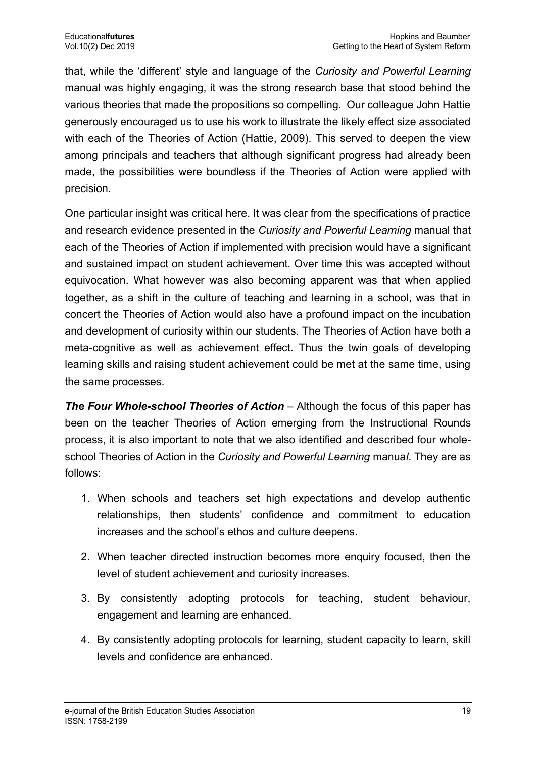that, while the 'different' style and language of the *Curiosity and Powerful Learning* manual was highly engaging, it was the strong research base that stood behind the various theories that made the propositions so compelling. Our colleague John Hattie generously encouraged us to use his work to illustrate the likely effect size associated with each of the Theories of Action (Hattie, 2009). This served to deepen the view among principals and teachers that although significant progress had already been made, the possibilities were boundless if the Theories of Action were applied with precision.

One particular insight was critical here. It was clear from the specifications of practice and research evidence presented in the *Curiosity and Powerful Learning* manual that each of the Theories of Action if implemented with precision would have a significant and sustained impact on student achievement. Over time this was accepted without equivocation. What however was also becoming apparent was that when applied together, as a shift in the culture of teaching and learning in a school, was that in concert the Theories of Action would also have a profound impact on the incubation and development of curiosity within our students. The Theories of Action have both a meta-cognitive as well as achievement effect. Thus the twin goals of developing learning skills and raising student achievement could be met at the same time, using the same processes.

***The Four Whole-school Theories of Action*** – Although the focus of this paper has been on the teacher Theories of Action emerging from the Instructional Rounds process, it is also important to note that we also identified and described four whole-school Theories of Action in the *Curiosity and Powerful Learning* manual. They are as follows:

1. When schools and teachers set high expectations and develop authentic relationships, then students' confidence and commitment to education increases and the school's ethos and culture deepens.
2. When teacher directed instruction becomes more enquiry focused, then the level of student achievement and curiosity increases.
3. By consistently adopting protocols for teaching, student behaviour, engagement and learning are enhanced.
4. By consistently adopting protocols for learning, student capacity to learn, skill levels and confidence are enhanced.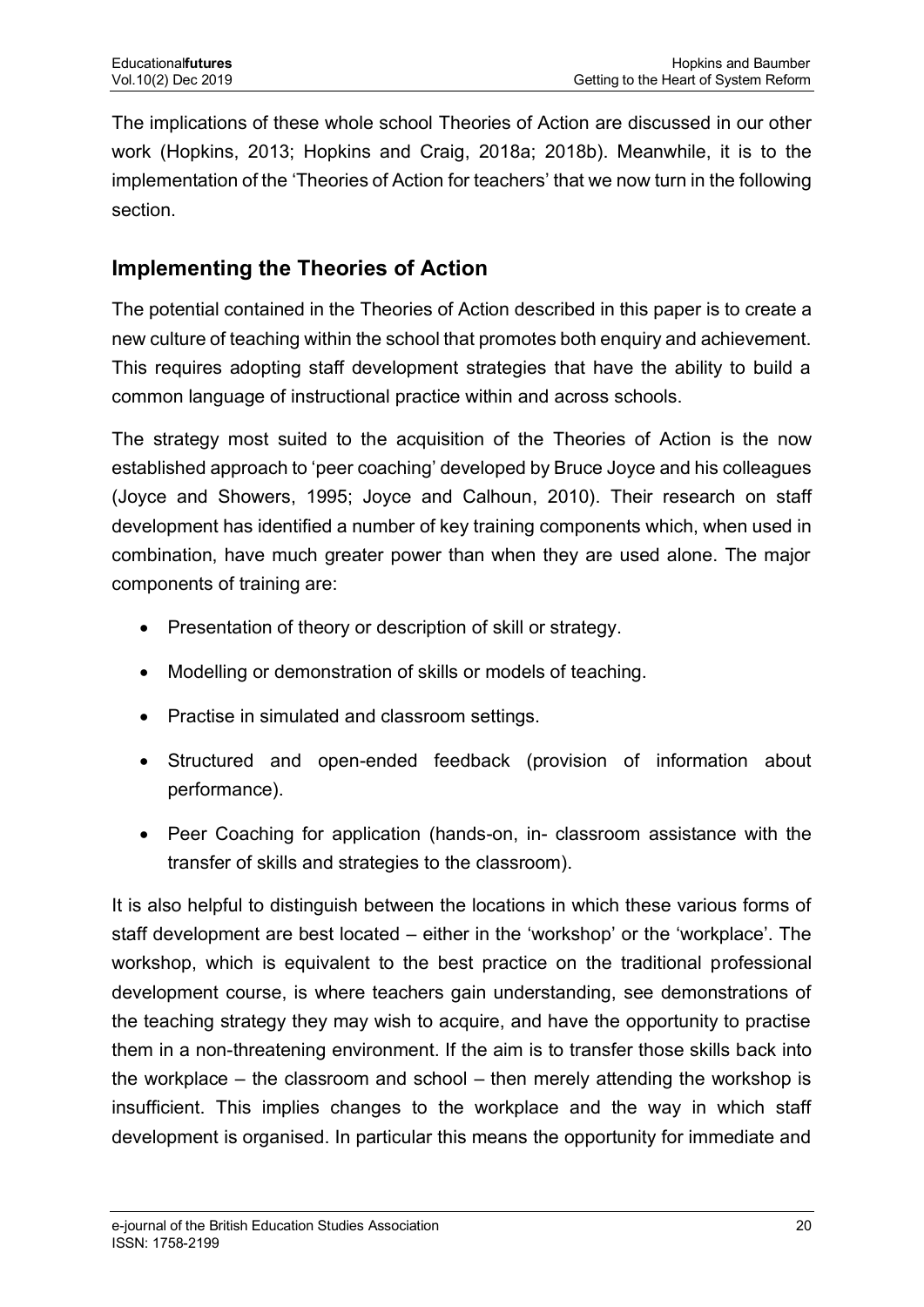The implications of these whole school Theories of Action are discussed in our other work (Hopkins, 2013; Hopkins and Craig, 2018a; 2018b). Meanwhile, it is to the implementation of the 'Theories of Action for teachers' that we now turn in the following section.

## Implementing the Theories of Action

The potential contained in the Theories of Action described in this paper is to create a new culture of teaching within the school that promotes both enquiry and achievement. This requires adopting staff development strategies that have the ability to build a common language of instructional practice within and across schools.

The strategy most suited to the acquisition of the Theories of Action is the now established approach to 'peer coaching' developed by Bruce Joyce and his colleagues (Joyce and Showers, 1995; Joyce and Calhoun, 2010). Their research on staff development has identified a number of key training components which, when used in combination, have much greater power than when they are used alone. The major components of training are:

- Presentation of theory or description of skill or strategy.
- Modelling or demonstration of skills or models of teaching.
- Practise in simulated and classroom settings.
- Structured and open-ended feedback (provision of information about performance).
- Peer Coaching for application (hands-on, in- classroom assistance with the transfer of skills and strategies to the classroom).

It is also helpful to distinguish between the locations in which these various forms of staff development are best located – either in the 'workshop' or the 'workplace'. The workshop, which is equivalent to the best practice on the traditional professional development course, is where teachers gain understanding, see demonstrations of the teaching strategy they may wish to acquire, and have the opportunity to practise them in a non-threatening environment. If the aim is to transfer those skills back into the workplace – the classroom and school – then merely attending the workshop is insufficient. This implies changes to the workplace and the way in which staff development is organised. In particular this means the opportunity for immediate and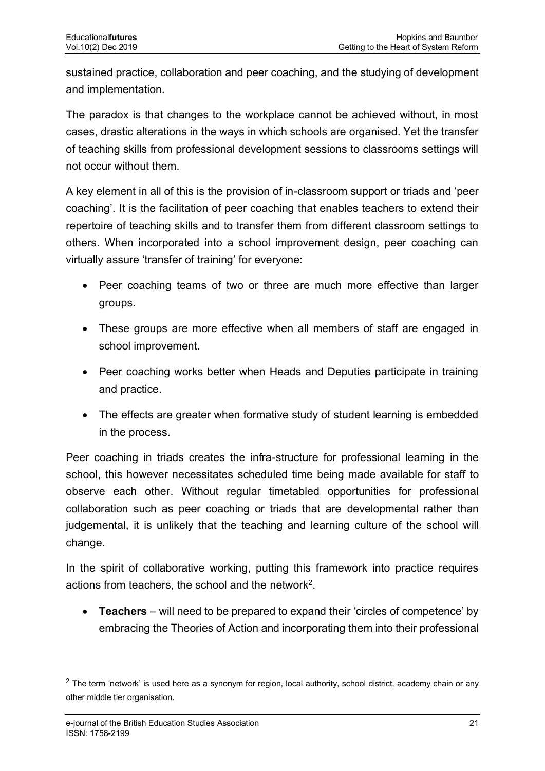sustained practice, collaboration and peer coaching, and the studying of development and implementation.

The paradox is that changes to the workplace cannot be achieved without, in most cases, drastic alterations in the ways in which schools are organised. Yet the transfer of teaching skills from professional development sessions to classrooms settings will not occur without them.

A key element in all of this is the provision of in-classroom support or triads and 'peer coaching'. It is the facilitation of peer coaching that enables teachers to extend their repertoire of teaching skills and to transfer them from different classroom settings to others. When incorporated into a school improvement design, peer coaching can virtually assure 'transfer of training' for everyone:

- Peer coaching teams of two or three are much more effective than larger groups.
- These groups are more effective when all members of staff are engaged in school improvement.
- Peer coaching works better when Heads and Deputies participate in training and practice.
- The effects are greater when formative study of student learning is embedded in the process.

Peer coaching in triads creates the infra-structure for professional learning in the school, this however necessitates scheduled time being made available for staff to observe each other. Without regular timetabled opportunities for professional collaboration such as peer coaching or triads that are developmental rather than judgemental, it is unlikely that the teaching and learning culture of the school will change.

In the spirit of collaborative working, putting this framework into practice requires actions from teachers, the school and the network[2].

- **Teachers** – will need to be prepared to expand their 'circles of competence' by embracing the Theories of Action and incorporating them into their professional

[2] The term 'network' is used here as a synonym for region, local authority, school district, academy chain or any other middle tier organisation.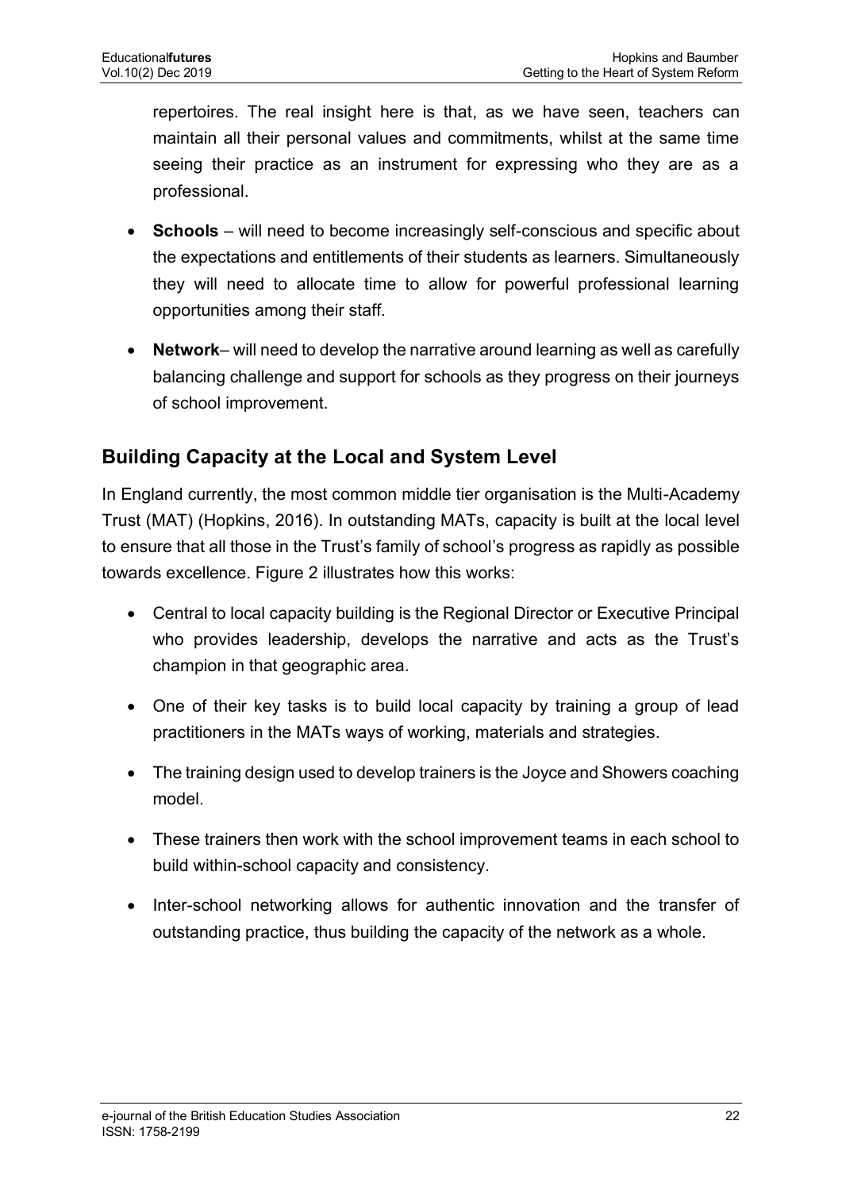repertoires. The real insight here is that, as we have seen, teachers can maintain all their personal values and commitments, whilst at the same time seeing their practice as an instrument for expressing who they are as a professional.

- **Schools** – will need to become increasingly self-conscious and specific about the expectations and entitlements of their students as learners. Simultaneously they will need to allocate time to allow for powerful professional learning opportunities among their staff.
- **Network**– will need to develop the narrative around learning as well as carefully balancing challenge and support for schools as they progress on their journeys of school improvement.

## Building Capacity at the Local and System Level

In England currently, the most common middle tier organisation is the Multi-Academy Trust (MAT) (Hopkins, 2016). In outstanding MATs, capacity is built at the local level to ensure that all those in the Trust's family of school's progress as rapidly as possible towards excellence. Figure 2 illustrates how this works:

- Central to local capacity building is the Regional Director or Executive Principal who provides leadership, develops the narrative and acts as the Trust's champion in that geographic area.
- One of their key tasks is to build local capacity by training a group of lead practitioners in the MATs ways of working, materials and strategies.
- The training design used to develop trainers is the Joyce and Showers coaching model.
- These trainers then work with the school improvement teams in each school to build within-school capacity and consistency.
- Inter-school networking allows for authentic innovation and the transfer of outstanding practice, thus building the capacity of the network as a whole.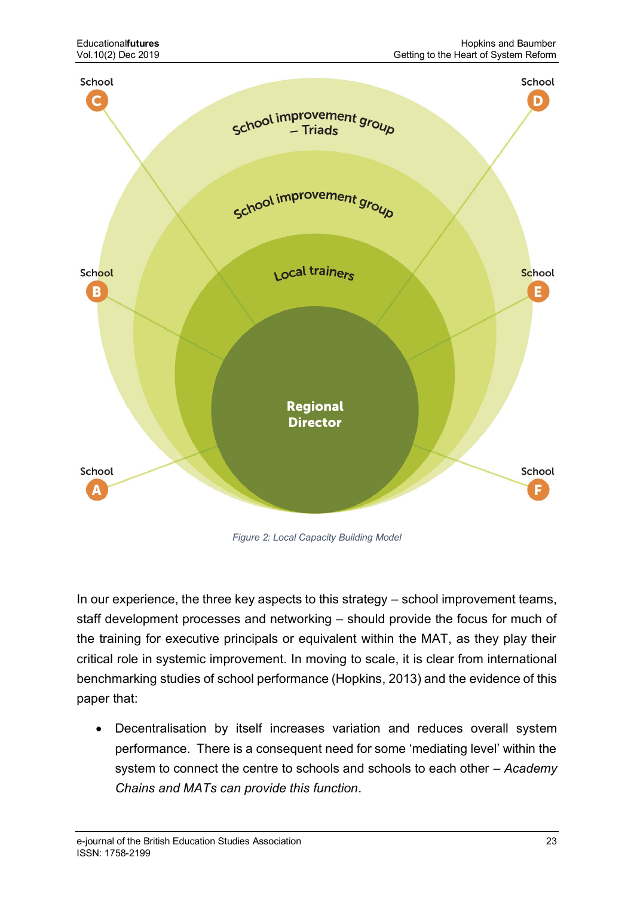School C

School D

School improvement group – Triads

School improvement group

Local trainers

School B

School E

Regional Director

School A

School F

*Figure 2: Local Capacity Building Model*

In our experience, the three key aspects to this strategy – school improvement teams, staff development processes and networking – should provide the focus for much of the training for executive principals or equivalent within the MAT, as they play their critical role in systemic improvement. In moving to scale, it is clear from international benchmarking studies of school performance (Hopkins, 2013) and the evidence of this paper that:

- Decentralisation by itself increases variation and reduces overall system performance. There is a consequent need for some 'mediating level' within the system to connect the centre to schools and schools to each other – *Academy Chains and MATs can provide this function*.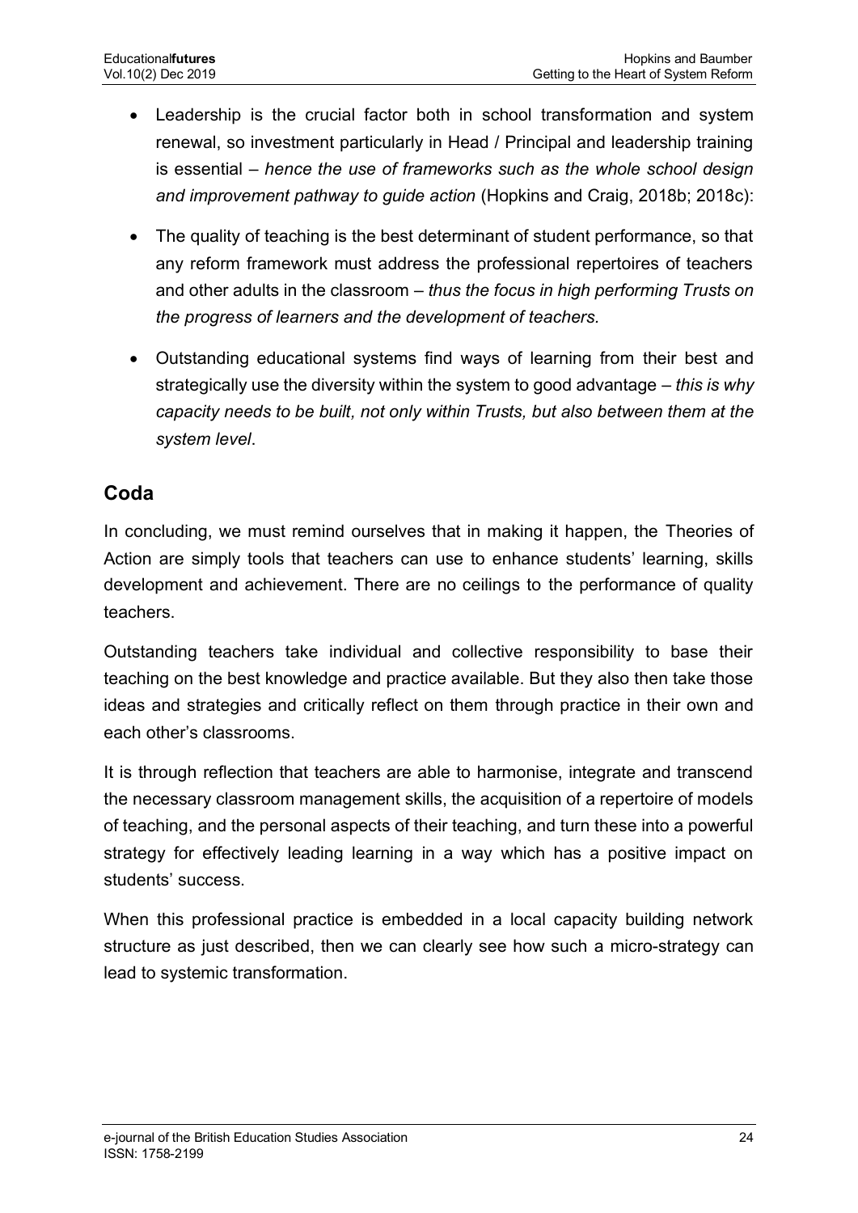- Leadership is the crucial factor both in school transformation and system renewal, so investment particularly in Head / Principal and leadership training is essential – *hence the use of frameworks such as the whole school design and improvement pathway to guide action* (Hopkins and Craig, 2018b; 2018c):

- The quality of teaching is the best determinant of student performance, so that any reform framework must address the professional repertoires of teachers and other adults in the classroom – *thus the focus in high performing Trusts on the progress of learners and the development of teachers.*

- Outstanding educational systems find ways of learning from their best and strategically use the diversity within the system to good advantage – *this is why capacity needs to be built, not only within Trusts, but also between them at the system level*.

## Coda

In concluding, we must remind ourselves that in making it happen, the Theories of Action are simply tools that teachers can use to enhance students' learning, skills development and achievement. There are no ceilings to the performance of quality teachers.

Outstanding teachers take individual and collective responsibility to base their teaching on the best knowledge and practice available. But they also then take those ideas and strategies and critically reflect on them through practice in their own and each other's classrooms.

It is through reflection that teachers are able to harmonise, integrate and transcend the necessary classroom management skills, the acquisition of a repertoire of models of teaching, and the personal aspects of their teaching, and turn these into a powerful strategy for effectively leading learning in a way which has a positive impact on students' success.

When this professional practice is embedded in a local capacity building network structure as just described, then we can clearly see how such a micro-strategy can lead to systemic transformation.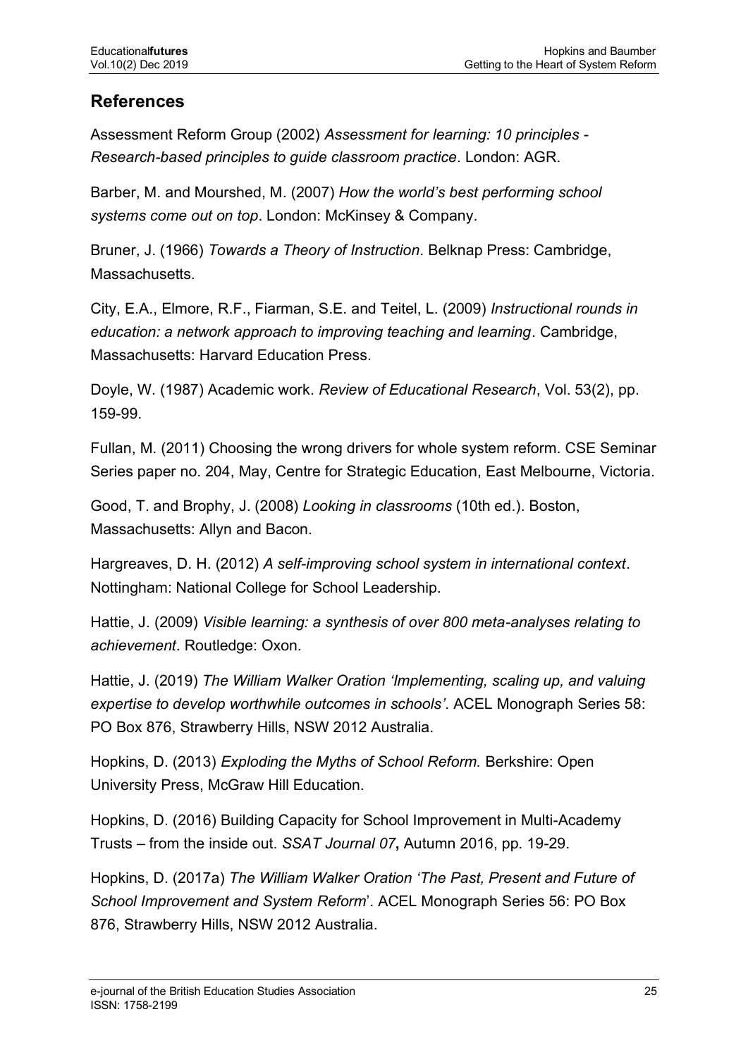## References

Assessment Reform Group (2002) *Assessment for learning: 10 principles - Research-based principles to guide classroom practice*. London: AGR.

Barber, M. and Mourshed, M. (2007) *How the world's best performing school systems come out on top*. London: McKinsey & Company.

Bruner, J. (1966) *Towards a Theory of Instruction*. Belknap Press: Cambridge, Massachusetts.

City, E.A., Elmore, R.F., Fiarman, S.E. and Teitel, L. (2009) *Instructional rounds in education: a network approach to improving teaching and learning*. Cambridge, Massachusetts: Harvard Education Press.

Doyle, W. (1987) Academic work. *Review of Educational Research*, Vol. 53(2), pp. 159-99.

Fullan, M. (2011) Choosing the wrong drivers for whole system reform. CSE Seminar Series paper no. 204, May, Centre for Strategic Education, East Melbourne, Victoria.

Good, T. and Brophy, J. (2008) *Looking in classrooms* (10th ed.). Boston, Massachusetts: Allyn and Bacon.

Hargreaves, D. H. (2012) *A self-improving school system in international context*. Nottingham: National College for School Leadership.

Hattie, J. (2009) *Visible learning: a synthesis of over 800 meta-analyses relating to achievement*. Routledge: Oxon.

Hattie, J. (2019) *The William Walker Oration 'Implementing, scaling up, and valuing expertise to develop worthwhile outcomes in schools'*. ACEL Monograph Series 58: PO Box 876, Strawberry Hills, NSW 2012 Australia.

Hopkins, D. (2013) *Exploding the Myths of School Reform.* Berkshire: Open University Press, McGraw Hill Education.

Hopkins, D. (2016) Building Capacity for School Improvement in Multi-Academy Trusts – from the inside out. *SSAT Journal 07***,** Autumn 2016, pp. 19-29.

Hopkins, D. (2017a) *The William Walker Oration 'The Past, Present and Future of School Improvement and System Reform*'. ACEL Monograph Series 56: PO Box 876, Strawberry Hills, NSW 2012 Australia.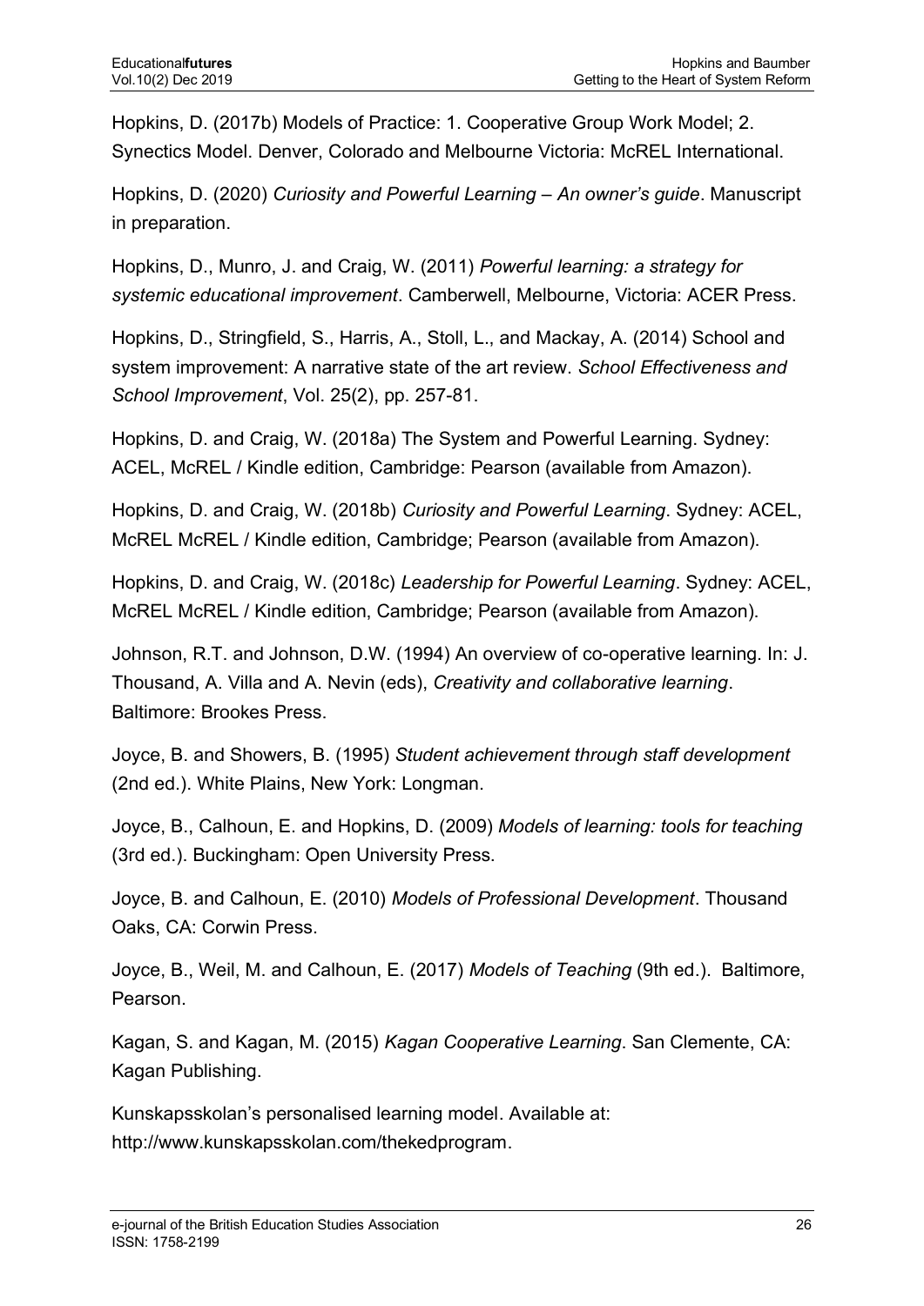Hopkins, D. (2017b) Models of Practice: 1. Cooperative Group Work Model; 2. Synectics Model. Denver, Colorado and Melbourne Victoria: McREL International.

Hopkins, D. (2020) *Curiosity and Powerful Learning – An owner's guide*. Manuscript in preparation.

Hopkins, D., Munro, J. and Craig, W. (2011) *Powerful learning: a strategy for systemic educational improvement*. Camberwell, Melbourne, Victoria: ACER Press.

Hopkins, D., Stringfield, S., Harris, A., Stoll, L., and Mackay, A. (2014) School and system improvement: A narrative state of the art review. *School Effectiveness and School Improvement*, Vol. 25(2), pp. 257-81.

Hopkins, D. and Craig, W. (2018a) The System and Powerful Learning. Sydney: ACEL, McREL / Kindle edition, Cambridge: Pearson (available from Amazon).

Hopkins, D. and Craig, W. (2018b) *Curiosity and Powerful Learning*. Sydney: ACEL, McREL McREL / Kindle edition, Cambridge; Pearson (available from Amazon).

Hopkins, D. and Craig, W. (2018c) *Leadership for Powerful Learning*. Sydney: ACEL, McREL McREL / Kindle edition, Cambridge; Pearson (available from Amazon).

Johnson, R.T. and Johnson, D.W. (1994) An overview of co-operative learning. In: J. Thousand, A. Villa and A. Nevin (eds), *Creativity and collaborative learning*. Baltimore: Brookes Press.

Joyce, B. and Showers, B. (1995) *Student achievement through staff development* (2nd ed.). White Plains, New York: Longman.

Joyce, B., Calhoun, E. and Hopkins, D. (2009) *Models of learning: tools for teaching* (3rd ed.). Buckingham: Open University Press.

Joyce, B. and Calhoun, E. (2010) *Models of Professional Development*. Thousand Oaks, CA: Corwin Press.

Joyce, B., Weil, M. and Calhoun, E. (2017) *Models of Teaching* (9th ed.). Baltimore, Pearson.

Kagan, S. and Kagan, M. (2015) *Kagan Cooperative Learning*. San Clemente, CA: Kagan Publishing.

Kunskapsskolan's personalised learning model. Available at: http://www.kunskapsskolan.com/thekedprogram.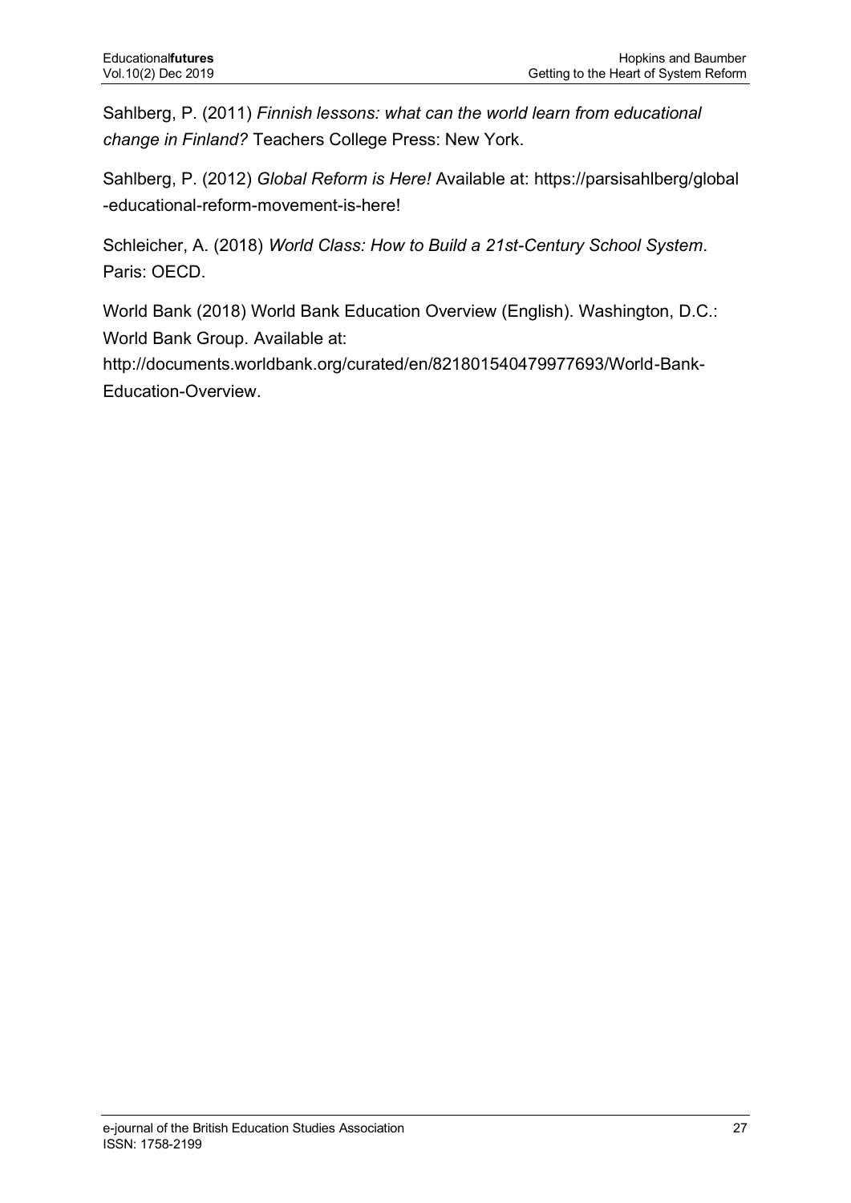Sahlberg, P. (2011) *Finnish lessons: what can the world learn from educational change in Finland?* Teachers College Press: New York.

Sahlberg, P. (2012) *Global Reform is Here!* Available at: https://parsisahlberg/global -educational-reform-movement-is-here!

Schleicher, A. (2018) *World Class: How to Build a 21st-Century School System*. Paris: OECD.

World Bank (2018) World Bank Education Overview (English). Washington, D.C.: World Bank Group. Available at: http://documents.worldbank.org/curated/en/821801540479977693/World-Bank-Education-Overview.